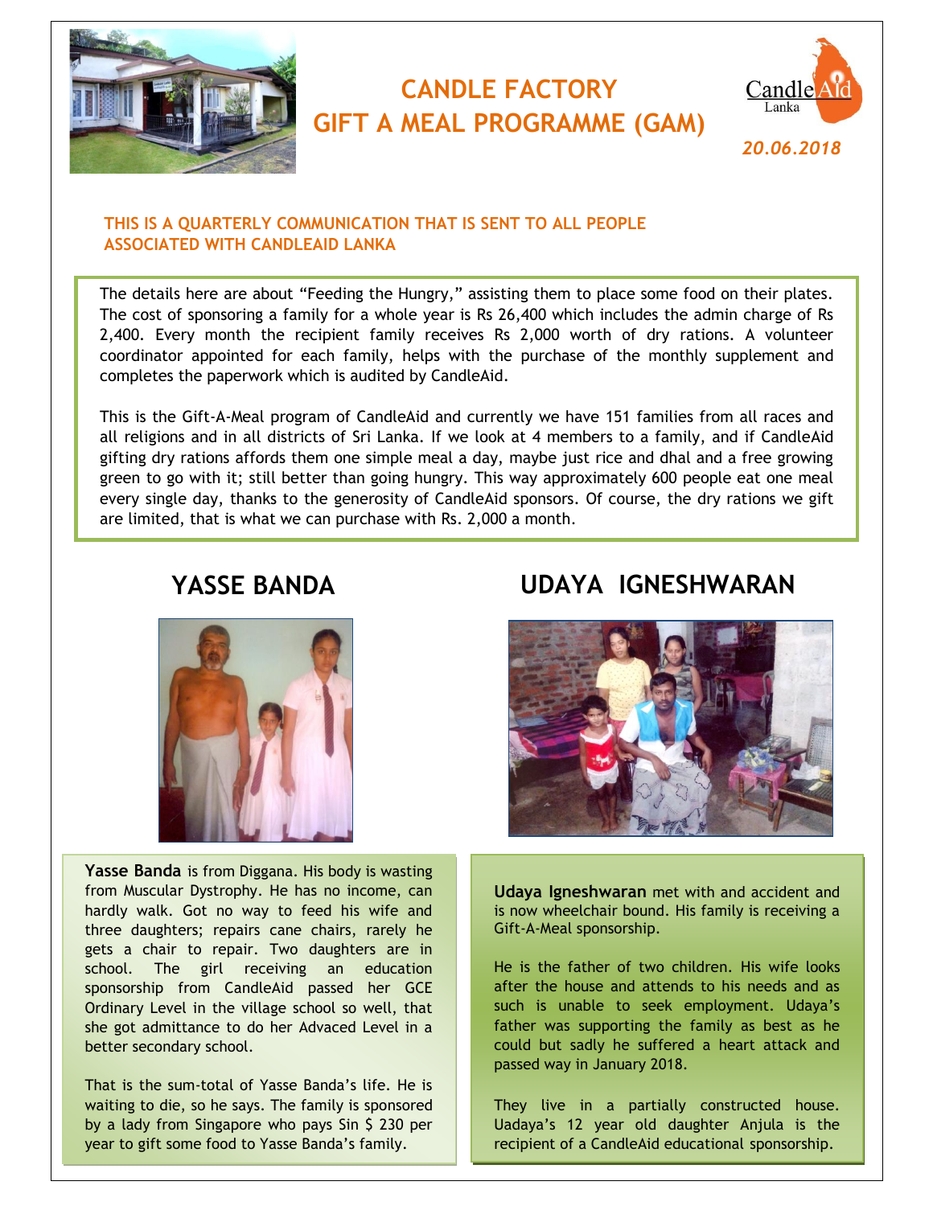# CANDLE FACTORY
# GIFT A MEAL PROGRAMME (GAM)

CandleAid Lanka

*20.06.2018*

**THIS IS A QUARTERLY COMMUNICATION THAT IS SENT TO ALL PEOPLE ASSOCIATED WITH CANDLEAID LANKA**

The details here are about "Feeding the Hungry," assisting them to place some food on their plates. The cost of sponsoring a family for a whole year is Rs 26,400 which includes the admin charge of Rs 2,400. Every month the recipient family receives Rs 2,000 worth of dry rations. A volunteer coordinator appointed for each family, helps with the purchase of the monthly supplement and completes the paperwork which is audited by CandleAid.

This is the Gift-A-Meal program of CandleAid and currently we have 151 families from all races and all religions and in all districts of Sri Lanka. If we look at 4 members to a family, and if CandleAid gifting dry rations affords them one simple meal a day, maybe just rice and dhal and a free growing green to go with it; still better than going hungry. This way approximately 600 people eat one meal every single day, thanks to the generosity of CandleAid sponsors. Of course, the dry rations we gift are limited, that is what we can purchase with Rs. 2,000 a month.

## YASSE BANDA

**Yasse Banda** is from Diggana. His body is wasting from Muscular Dystrophy. He has no income, can hardly walk. Got no way to feed his wife and three daughters; repairs cane chairs, rarely he gets a chair to repair. Two daughters are in school. The girl receiving an education sponsorship from CandleAid passed her GCE Ordinary Level in the village school so well, that she got admittance to do her Advaced Level in a better secondary school.

That is the sum-total of Yasse Banda's life. He is waiting to die, so he says. The family is sponsored by a lady from Singapore who pays Sin $ 230 per year to gift some food to Yasse Banda's family.

## UDAYA IGNESHWARAN

**Udaya Igneshwaran** met with and accident and is now wheelchair bound. His family is receiving a Gift-A-Meal sponsorship.

He is the father of two children. His wife looks after the house and attends to his needs and as such is unable to seek employment. Udaya's father was supporting the family as best as he could but sadly he suffered a heart attack and passed way in January 2018.

They live in a partially constructed house. Uadaya's 12 year old daughter Anjula is the recipient of a CandleAid educational sponsorship.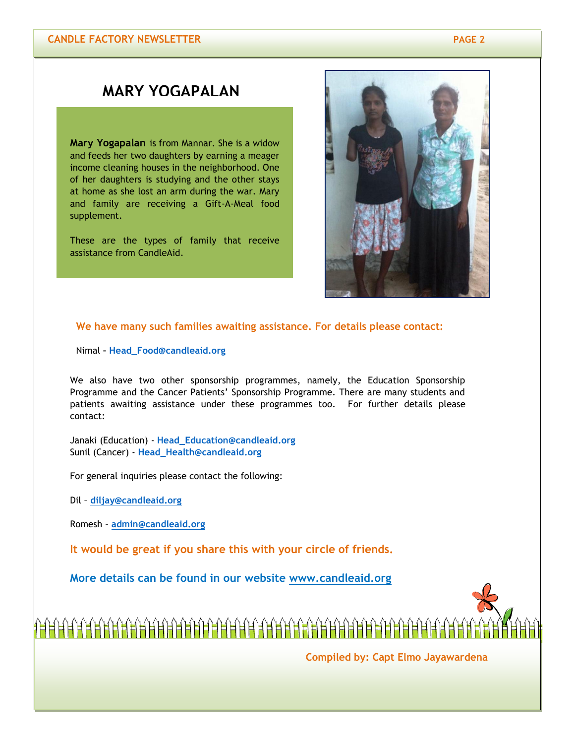## MARY YOGAPALAN

**Mary Yogapalan** is from Mannar. She is a widow and feeds her two daughters by earning a meager income cleaning houses in the neighborhood. One of her daughters is studying and the other stays at home as she lost an arm during the war. Mary and family are receiving a Gift-A-Meal food supplement.

These are the types of family that receive assistance from CandleAid.

**We have many such families awaiting assistance. For details please contact:**

Nimal - **Head_Food@candleaid.org**

We also have two other sponsorship programmes, namely, the Education Sponsorship Programme and the Cancer Patients' Sponsorship Programme. There are many students and patients awaiting assistance under these programmes too. For further details please contact:

Janaki (Education) - **Head_Education@candleaid.org**
Sunil (Cancer) - **Head_Health@candleaid.org**

For general inquiries please contact the following:

Dil – **diljay@candleaid.org**

Romesh – **admin@candleaid.org**

**It would be great if you share this with your circle of friends.**

**More details can be found in our website www.candleaid.org**

**Compiled by: Capt Elmo Jayawardena**